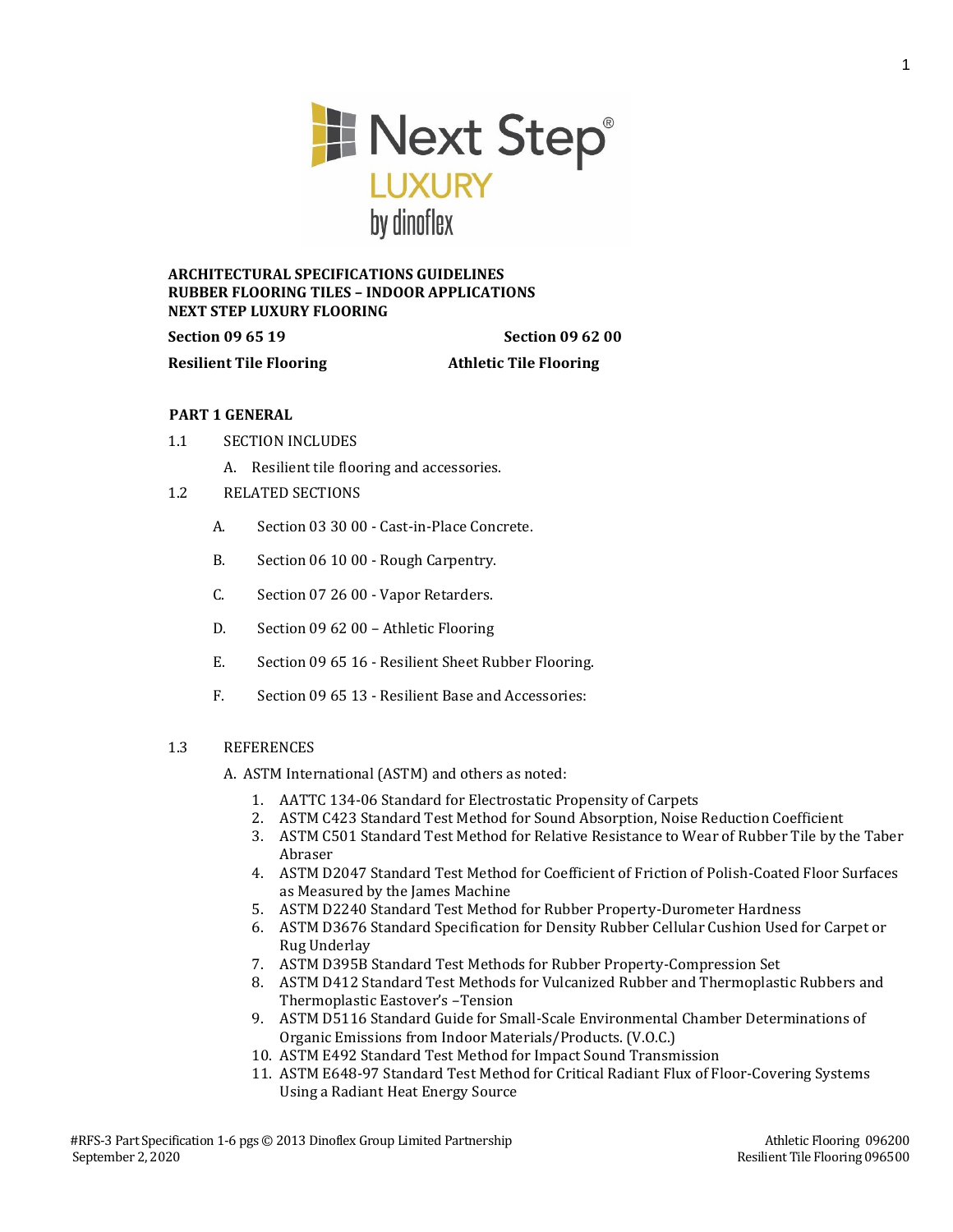**ARCHITECTURAL SPECIFICATIONS GUIDELINES**
**RUBBER FLOORING TILES – INDOOR APPLICATIONS**
**NEXT STEP LUXURY FLOORING**

**Section 09 65 19** | **Section 09 62 00**

**Resilient Tile Flooring** | **Athletic Tile Flooring**

## PART 1 GENERAL

1.1 SECTION INCLUDES

A. Resilient tile flooring and accessories.

1.2 RELATED SECTIONS

A. Section 03 30 00 - Cast-in-Place Concrete.

B. Section 06 10 00 - Rough Carpentry.

C. Section 07 26 00 - Vapor Retarders.

D. Section 09 62 00 – Athletic Flooring

E. Section 09 65 16 - Resilient Sheet Rubber Flooring.

F. Section 09 65 13 - Resilient Base and Accessories:

1.3 REFERENCES

A. ASTM International (ASTM) and others as noted:

1. AATTC 134-06 Standard for Electrostatic Propensity of Carpets
2. ASTM C423 Standard Test Method for Sound Absorption, Noise Reduction Coefficient
3. ASTM C501 Standard Test Method for Relative Resistance to Wear of Rubber Tile by the Taber Abraser
4. ASTM D2047 Standard Test Method for Coefficient of Friction of Polish-Coated Floor Surfaces as Measured by the James Machine
5. ASTM D2240 Standard Test Method for Rubber Property-Durometer Hardness
6. ASTM D3676 Standard Specification for Density Rubber Cellular Cushion Used for Carpet or Rug Underlay
7. ASTM D395B Standard Test Methods for Rubber Property-Compression Set
8. ASTM D412 Standard Test Methods for Vulcanized Rubber and Thermoplastic Rubbers and Thermoplastic Eastover's –Tension
9. ASTM D5116 Standard Guide for Small-Scale Environmental Chamber Determinations of Organic Emissions from Indoor Materials/Products. (V.O.C.)
10. ASTM E492 Standard Test Method for Impact Sound Transmission
11. ASTM E648-97 Standard Test Method for Critical Radiant Flux of Floor-Covering Systems Using a Radiant Heat Energy Source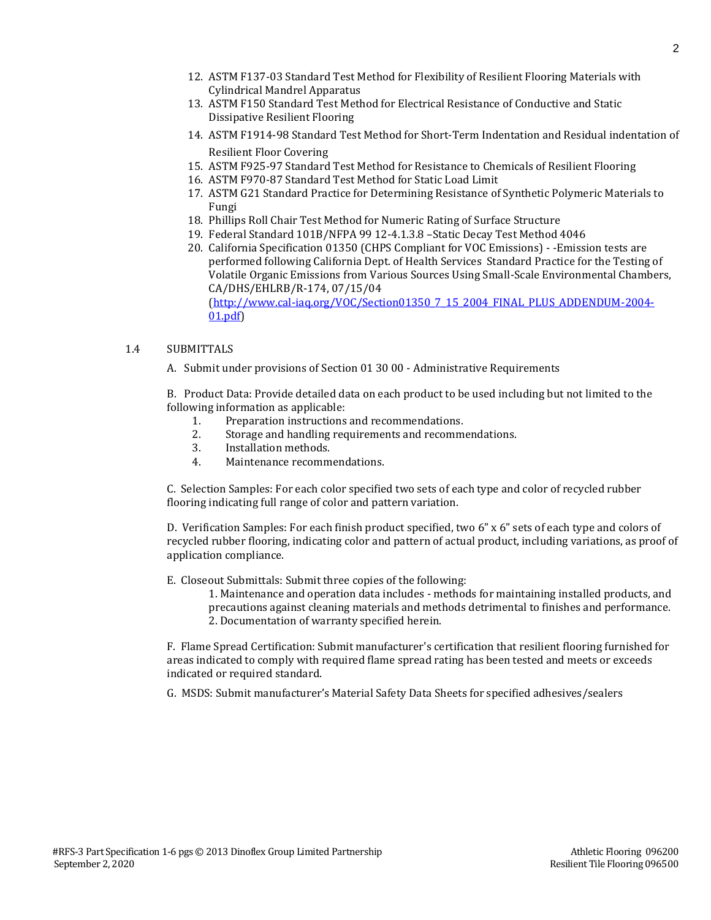12. ASTM F137-03 Standard Test Method for Flexibility of Resilient Flooring Materials with Cylindrical Mandrel Apparatus
13. ASTM F150 Standard Test Method for Electrical Resistance of Conductive and Static Dissipative Resilient Flooring
14. ASTM F1914-98 Standard Test Method for Short-Term Indentation and Residual indentation of Resilient Floor Covering
15. ASTM F925-97 Standard Test Method for Resistance to Chemicals of Resilient Flooring
16. ASTM F970-87 Standard Test Method for Static Load Limit
17. ASTM G21 Standard Practice for Determining Resistance of Synthetic Polymeric Materials to Fungi
18. Phillips Roll Chair Test Method for Numeric Rating of Surface Structure
19. Federal Standard 101B/NFPA 99 12-4.1.3.8 –Static Decay Test Method 4046
20. California Specification 01350 (CHPS Compliant for VOC Emissions) - -Emission tests are performed following California Dept. of Health Services Standard Practice for the Testing of Volatile Organic Emissions from Various Sources Using Small-Scale Environmental Chambers, CA/DHS/EHLRB/R-174, 07/15/04 (http://www.cal-iaq.org/VOC/Section01350_7_15_2004_FINAL_PLUS_ADDENDUM-2004-01.pdf)

1.4 SUBMITTALS

A. Submit under provisions of Section 01 30 00 - Administrative Requirements

B. Product Data: Provide detailed data on each product to be used including but not limited to the following information as applicable:

1. Preparation instructions and recommendations.
2. Storage and handling requirements and recommendations.
3. Installation methods.
4. Maintenance recommendations.

C. Selection Samples: For each color specified two sets of each type and color of recycled rubber flooring indicating full range of color and pattern variation.

D. Verification Samples: For each finish product specified, two 6" x 6" sets of each type and colors of recycled rubber flooring, indicating color and pattern of actual product, including variations, as proof of application compliance.

E. Closeout Submittals: Submit three copies of the following:

1. Maintenance and operation data includes - methods for maintaining installed products, and precautions against cleaning materials and methods detrimental to finishes and performance.
2. Documentation of warranty specified herein.

F. Flame Spread Certification: Submit manufacturer's certification that resilient flooring furnished for areas indicated to comply with required flame spread rating has been tested and meets or exceeds indicated or required standard.

G. MSDS: Submit manufacturer's Material Safety Data Sheets for specified adhesives/sealers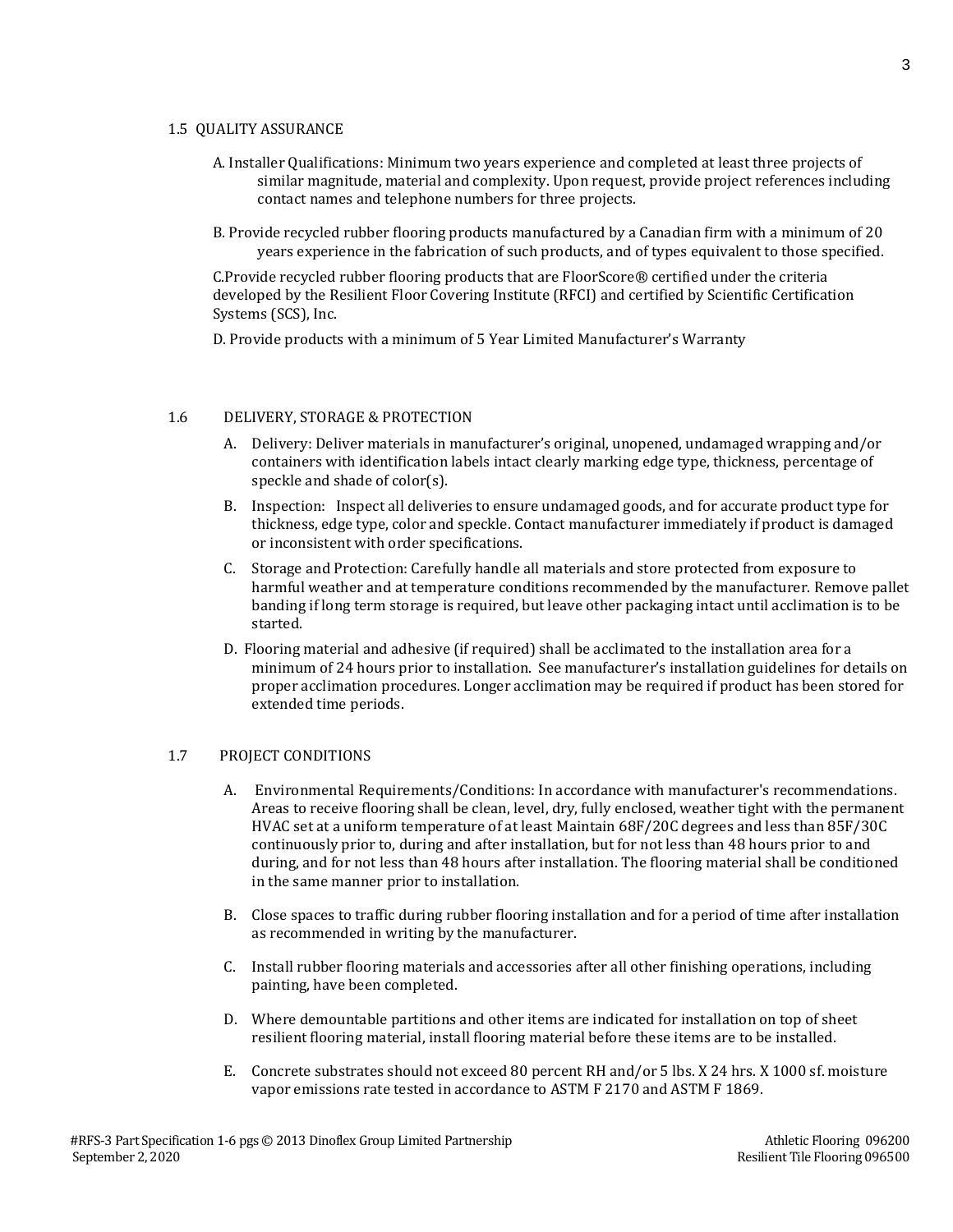## 1.5 QUALITY ASSURANCE

A. Installer Qualifications: Minimum two years experience and completed at least three projects of similar magnitude, material and complexity. Upon request, provide project references including contact names and telephone numbers for three projects.

B. Provide recycled rubber flooring products manufactured by a Canadian firm with a minimum of 20 years experience in the fabrication of such products, and of types equivalent to those specified.

C.Provide recycled rubber flooring products that are FloorScore® certified under the criteria developed by the Resilient Floor Covering Institute (RFCI) and certified by Scientific Certification Systems (SCS), Inc.

D. Provide products with a minimum of 5 Year Limited Manufacturer's Warranty

## 1.6 DELIVERY, STORAGE & PROTECTION

A. Delivery: Deliver materials in manufacturer's original, unopened, undamaged wrapping and/or containers with identification labels intact clearly marking edge type, thickness, percentage of speckle and shade of color(s).

B. Inspection: Inspect all deliveries to ensure undamaged goods, and for accurate product type for thickness, edge type, color and speckle. Contact manufacturer immediately if product is damaged or inconsistent with order specifications.

C. Storage and Protection: Carefully handle all materials and store protected from exposure to harmful weather and at temperature conditions recommended by the manufacturer. Remove pallet banding if long term storage is required, but leave other packaging intact until acclimation is to be started.

D. Flooring material and adhesive (if required) shall be acclimated to the installation area for a minimum of 24 hours prior to installation. See manufacturer's installation guidelines for details on proper acclimation procedures. Longer acclimation may be required if product has been stored for extended time periods.

## 1.7 PROJECT CONDITIONS

A. Environmental Requirements/Conditions: In accordance with manufacturer's recommendations. Areas to receive flooring shall be clean, level, dry, fully enclosed, weather tight with the permanent HVAC set at a uniform temperature of at least Maintain 68F/20C degrees and less than 85F/30C continuously prior to, during and after installation, but for not less than 48 hours prior to and during, and for not less than 48 hours after installation. The flooring material shall be conditioned in the same manner prior to installation.

B. Close spaces to traffic during rubber flooring installation and for a period of time after installation as recommended in writing by the manufacturer.

C. Install rubber flooring materials and accessories after all other finishing operations, including painting, have been completed.

D. Where demountable partitions and other items are indicated for installation on top of sheet resilient flooring material, install flooring material before these items are to be installed.

E. Concrete substrates should not exceed 80 percent RH and/or 5 lbs. X 24 hrs. X 1000 sf. moisture vapor emissions rate tested in accordance to ASTM F 2170 and ASTM F 1869.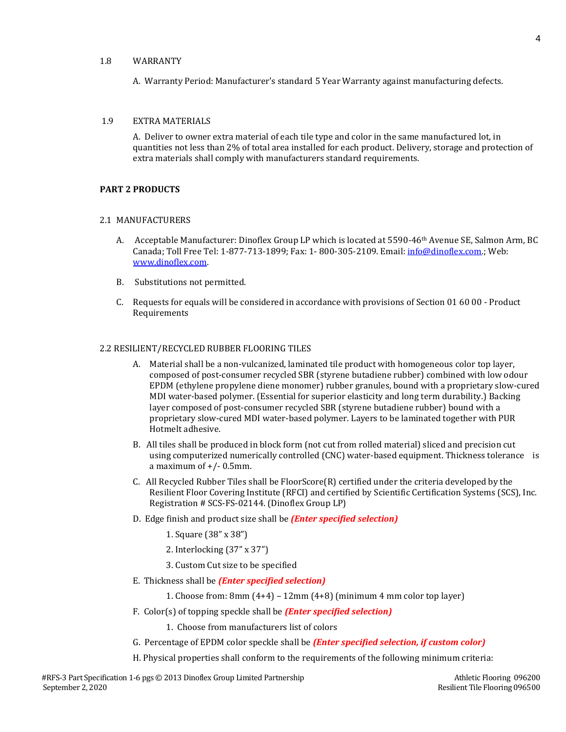1.8 WARRANTY

A. Warranty Period: Manufacturer's standard 5 Year Warranty against manufacturing defects.

1.9 EXTRA MATERIALS

A. Deliver to owner extra material of each tile type and color in the same manufactured lot, in quantities not less than 2% of total area installed for each product. Delivery, storage and protection of extra materials shall comply with manufacturers standard requirements.

**PART 2 PRODUCTS**

2.1 MANUFACTURERS

A. Acceptable Manufacturer: Dinoflex Group LP which is located at 5590-46th Avenue SE, Salmon Arm, BC Canada; Toll Free Tel: 1-877-713-1899; Fax: 1- 800-305-2109. Email: info@dinoflex.com.; Web: www.dinoflex.com.

B. Substitutions not permitted.

C. Requests for equals will be considered in accordance with provisions of Section 01 60 00 - Product Requirements

2.2 RESILIENT/RECYCLED RUBBER FLOORING TILES

A. Material shall be a non-vulcanized, laminated tile product with homogeneous color top layer, composed of post-consumer recycled SBR (styrene butadiene rubber) combined with low odour EPDM (ethylene propylene diene monomer) rubber granules, bound with a proprietary slow-cured MDI water-based polymer. (Essential for superior elasticity and long term durability.) Backing layer composed of post-consumer recycled SBR (styrene butadiene rubber) bound with a proprietary slow-cured MDI water-based polymer. Layers to be laminated together with PUR Hotmelt adhesive.

B. All tiles shall be produced in block form (not cut from rolled material) sliced and precision cut using computerized numerically controlled (CNC) water-based equipment. Thickness tolerance is a maximum of +/- 0.5mm.

C. All Recycled Rubber Tiles shall be FloorScore(R) certified under the criteria developed by the Resilient Floor Covering Institute (RFCI) and certified by Scientific Certification Systems (SCS), Inc. Registration # SCS-FS-02144. (Dinoflex Group LP)

D. Edge finish and product size shall be ***(Enter specified selection)***

1. Square (38" x 38")
2. Interlocking (37" x 37")
3. Custom Cut size to be specified

E. Thickness shall be ***(Enter specified selection)***

1. Choose from: 8mm (4+4) – 12mm (4+8) (minimum 4 mm color top layer)

F. Color(s) of topping speckle shall be ***(Enter specified selection)***

1. Choose from manufacturers list of colors

G. Percentage of EPDM color speckle shall be ***(Enter specified selection, if custom color)***

H. Physical properties shall conform to the requirements of the following minimum criteria: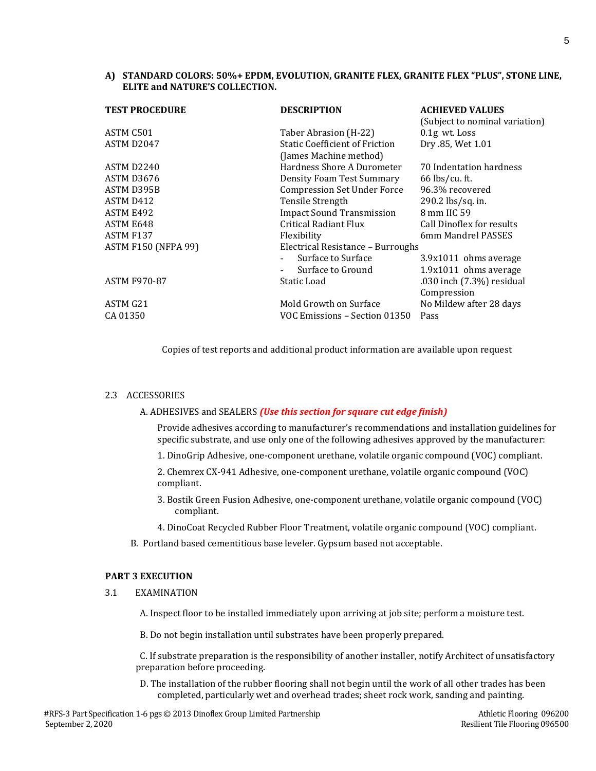**A) STANDARD COLORS: 50%+ EPDM, EVOLUTION, GRANITE FLEX, GRANITE FLEX "PLUS", STONE LINE, ELITE and NATURE'S COLLECTION.**

| TEST PROCEDURE | DESCRIPTION | ACHIEVED VALUES (Subject to nominal variation) |
|---|---|---|
| ASTM C501 | Taber Abrasion (H-22) | 0.1g wt. Loss |
| ASTM D2047 | Static Coefficient of Friction (James Machine method) | Dry .85, Wet 1.01 |
| ASTM D2240 | Hardness Shore A Durometer | 70 Indentation hardness |
| ASTM D3676 | Density Foam Test Summary | 66 lbs/cu. ft. |
| ASTM D395B | Compression Set Under Force | 96.3% recovered |
| ASTM D412 | Tensile Strength | 290.2 lbs/sq. in. |
| ASTM E492 | Impact Sound Transmission | 8 mm IIC 59 |
| ASTM E648 | Critical Radiant Flux | Call Dinoflex for results |
| ASTM F137 | Flexibility | 6mm Mandrel PASSES |
| ASTM F150 (NFPA 99) | Electrical Resistance – Burroughs | |
| | - Surface to Surface | 3.9x1011 ohms average |
| | - Surface to Ground | 1.9x1011 ohms average |
| ASTM F970-87 | Static Load | .030 inch (7.3%) residual Compression |
| ASTM G21 | Mold Growth on Surface | No Mildew after 28 days |
| CA 01350 | VOC Emissions – Section 01350 | Pass |

Copies of test reports and additional product information are available upon request

2.3 ACCESSORIES

A. ADHESIVES and SEALERS ***(Use this section for square cut edge finish)***

Provide adhesives according to manufacturer's recommendations and installation guidelines for specific substrate, and use only one of the following adhesives approved by the manufacturer:

1. DinoGrip Adhesive, one-component urethane, volatile organic compound (VOC) compliant.

2. Chemrex CX-941 Adhesive, one-component urethane, volatile organic compound (VOC) compliant.

3. Bostik Green Fusion Adhesive, one-component urethane, volatile organic compound (VOC) compliant.

4. DinoCoat Recycled Rubber Floor Treatment, volatile organic compound (VOC) compliant.

B. Portland based cementitious base leveler. Gypsum based not acceptable.

**PART 3 EXECUTION**

3.1 EXAMINATION

A. Inspect floor to be installed immediately upon arriving at job site; perform a moisture test.

B. Do not begin installation until substrates have been properly prepared.

C. If substrate preparation is the responsibility of another installer, notify Architect of unsatisfactory preparation before proceeding.

D. The installation of the rubber flooring shall not begin until the work of all other trades has been completed, particularly wet and overhead trades; sheet rock work, sanding and painting.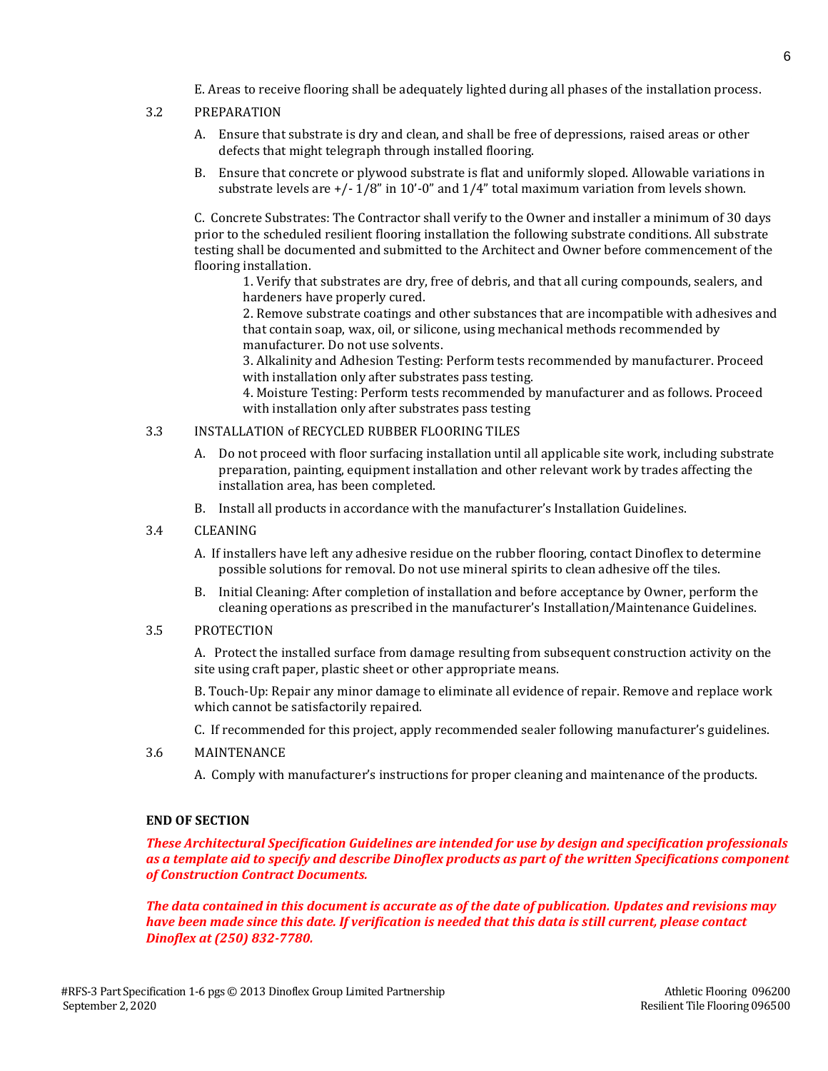E. Areas to receive flooring shall be adequately lighted during all phases of the installation process.

3.2 PREPARATION

A. Ensure that substrate is dry and clean, and shall be free of depressions, raised areas or other defects that might telegraph through installed flooring.

B. Ensure that concrete or plywood substrate is flat and uniformly sloped. Allowable variations in substrate levels are +/- 1/8" in 10'-0" and 1/4" total maximum variation from levels shown.

C. Concrete Substrates: The Contractor shall verify to the Owner and installer a minimum of 30 days prior to the scheduled resilient flooring installation the following substrate conditions. All substrate testing shall be documented and submitted to the Architect and Owner before commencement of the flooring installation.

1. Verify that substrates are dry, free of debris, and that all curing compounds, sealers, and hardeners have properly cured.
2. Remove substrate coatings and other substances that are incompatible with adhesives and that contain soap, wax, oil, or silicone, using mechanical methods recommended by manufacturer. Do not use solvents.
3. Alkalinity and Adhesion Testing: Perform tests recommended by manufacturer. Proceed with installation only after substrates pass testing.
4. Moisture Testing: Perform tests recommended by manufacturer and as follows. Proceed with installation only after substrates pass testing

3.3 INSTALLATION of RECYCLED RUBBER FLOORING TILES

A. Do not proceed with floor surfacing installation until all applicable site work, including substrate preparation, painting, equipment installation and other relevant work by trades affecting the installation area, has been completed.

B. Install all products in accordance with the manufacturer's Installation Guidelines.

3.4 CLEANING

A. If installers have left any adhesive residue on the rubber flooring, contact Dinoflex to determine possible solutions for removal. Do not use mineral spirits to clean adhesive off the tiles.

B. Initial Cleaning: After completion of installation and before acceptance by Owner, perform the cleaning operations as prescribed in the manufacturer's Installation/Maintenance Guidelines.

3.5 PROTECTION

A. Protect the installed surface from damage resulting from subsequent construction activity on the site using craft paper, plastic sheet or other appropriate means.

B. Touch-Up: Repair any minor damage to eliminate all evidence of repair. Remove and replace work which cannot be satisfactorily repaired.

C. If recommended for this project, apply recommended sealer following manufacturer's guidelines.

3.6 MAINTENANCE

A. Comply with manufacturer's instructions for proper cleaning and maintenance of the products.

**END OF SECTION**

***These Architectural Specification Guidelines are intended for use by design and specification professionals as a template aid to specify and describe Dinoflex products as part of the written Specifications component of Construction Contract Documents.***

***The data contained in this document is accurate as of the date of publication. Updates and revisions may have been made since this date. If verification is needed that this data is still current, please contact Dinoflex at (250) 832-7780.***

#RFS-3 Part Specification 1-6 pgs © 2013 Dinoflex Group Limited Partnership
September 2, 2020

Athletic Flooring 096200
Resilient Tile Flooring 096500